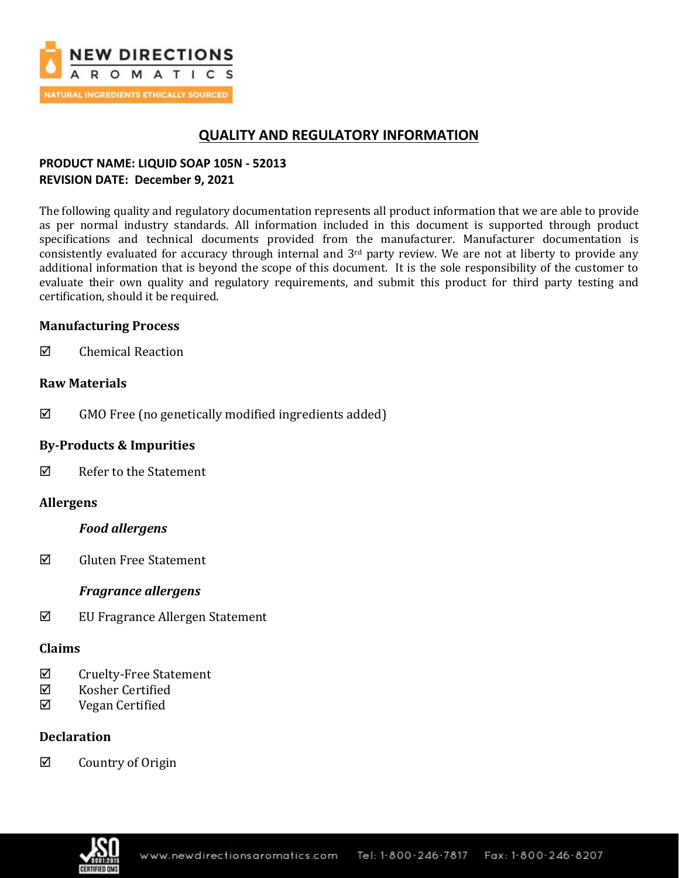# QUALITY AND REGULATORY INFORMATION

**PRODUCT NAME: LIQUID SOAP 105N - 52013**
**REVISION DATE: December 9, 2021**

The following quality and regulatory documentation represents all product information that we are able to provide as per normal industry standards. All information included in this document is supported through product specifications and technical documents provided from the manufacturer. Manufacturer documentation is consistently evaluated for accuracy through internal and 3rd party review. We are not at liberty to provide any additional information that is beyond the scope of this document. It is the sole responsibility of the customer to evaluate their own quality and regulatory requirements, and submit this product for third party testing and certification, should it be required.

### Manufacturing Process

☑ Chemical Reaction

### Raw Materials

☑ GMO Free (no genetically modified ingredients added)

### By-Products & Impurities

☑ Refer to the Statement

### Allergens

***Food allergens***

☑ Gluten Free Statement

***Fragrance allergens***

☑ EU Fragrance Allergen Statement

### Claims

☑ Cruelty-Free Statement
☑ Kosher Certified
☑ Vegan Certified

### Declaration

☑ Country of Origin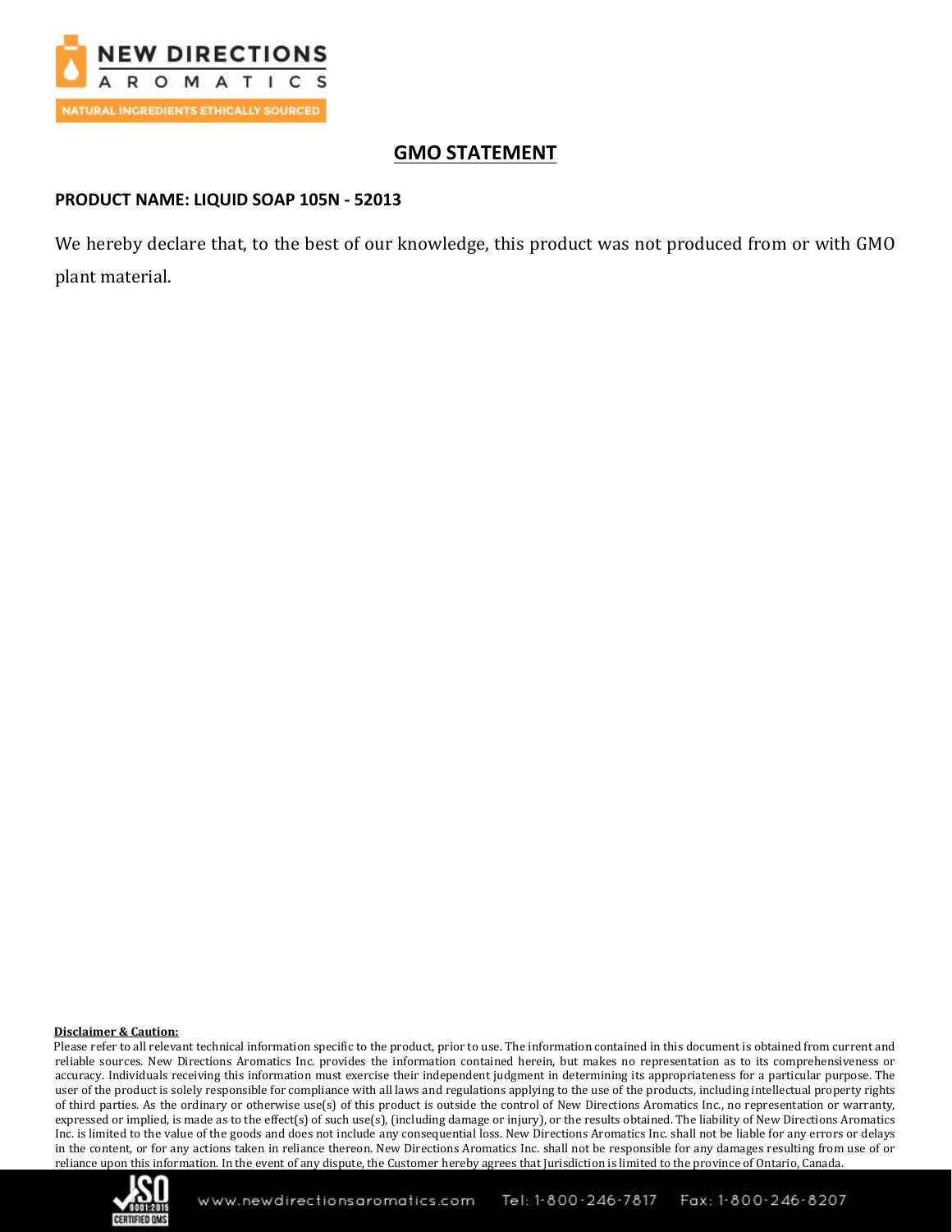## GMO STATEMENT

**PRODUCT NAME: LIQUID SOAP 105N - 52013**

We hereby declare that, to the best of our knowledge, this product was not produced from or with GMO plant material.

**Disclaimer & Caution:**

Please refer to all relevant technical information specific to the product, prior to use. The information contained in this document is obtained from current and reliable sources. New Directions Aromatics Inc. provides the information contained herein, but makes no representation as to its comprehensiveness or accuracy. Individuals receiving this information must exercise their independent judgment in determining its appropriateness for a particular purpose. The user of the product is solely responsible for compliance with all laws and regulations applying to the use of the products, including intellectual property rights of third parties. As the ordinary or otherwise use(s) of this product is outside the control of New Directions Aromatics Inc., no representation or warranty, expressed or implied, is made as to the effect(s) of such use(s), (including damage or injury), or the results obtained. The liability of New Directions Aromatics Inc. is limited to the value of the goods and does not include any consequential loss. New Directions Aromatics Inc. shall not be liable for any errors or delays in the content, or for any actions taken in reliance thereon. New Directions Aromatics Inc. shall not be responsible for any damages resulting from use of or reliance upon this information. In the event of any dispute, the Customer hereby agrees that Jurisdiction is limited to the province of Ontario, Canada.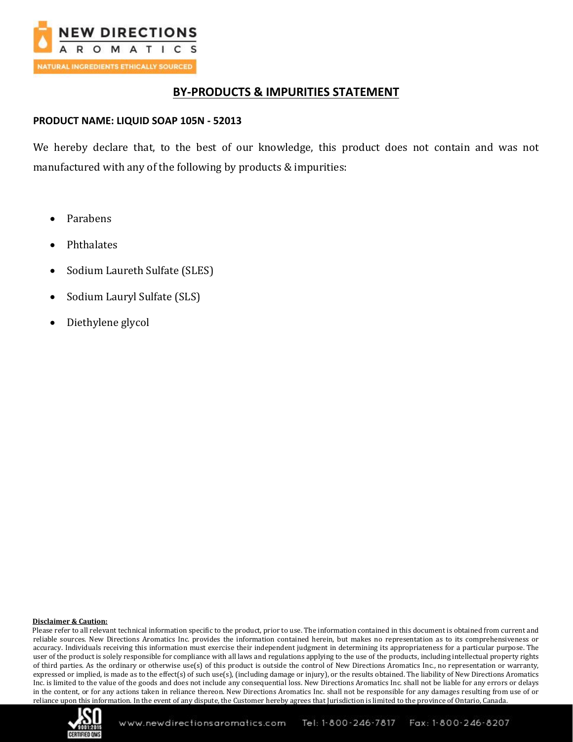## BY-PRODUCTS & IMPURITIES STATEMENT

**PRODUCT NAME: LIQUID SOAP 105N - 52013**

We hereby declare that, to the best of our knowledge, this product does not contain and was not manufactured with any of the following by products & impurities:

- Parabens
- Phthalates
- Sodium Laureth Sulfate (SLES)
- Sodium Lauryl Sulfate (SLS)
- Diethylene glycol

**Disclaimer & Caution:**

Please refer to all relevant technical information specific to the product, prior to use. The information contained in this document is obtained from current and reliable sources. New Directions Aromatics Inc. provides the information contained herein, but makes no representation as to its comprehensiveness or accuracy. Individuals receiving this information must exercise their independent judgment in determining its appropriateness for a particular purpose. The user of the product is solely responsible for compliance with all laws and regulations applying to the use of the products, including intellectual property rights of third parties. As the ordinary or otherwise use(s) of this product is outside the control of New Directions Aromatics Inc., no representation or warranty, expressed or implied, is made as to the effect(s) of such use(s), (including damage or injury), or the results obtained. The liability of New Directions Aromatics Inc. is limited to the value of the goods and does not include any consequential loss. New Directions Aromatics Inc. shall not be liable for any errors or delays in the content, or for any actions taken in reliance thereon. New Directions Aromatics Inc. shall not be responsible for any damages resulting from use of or reliance upon this information. In the event of any dispute, the Customer hereby agrees that Jurisdiction is limited to the province of Ontario, Canada.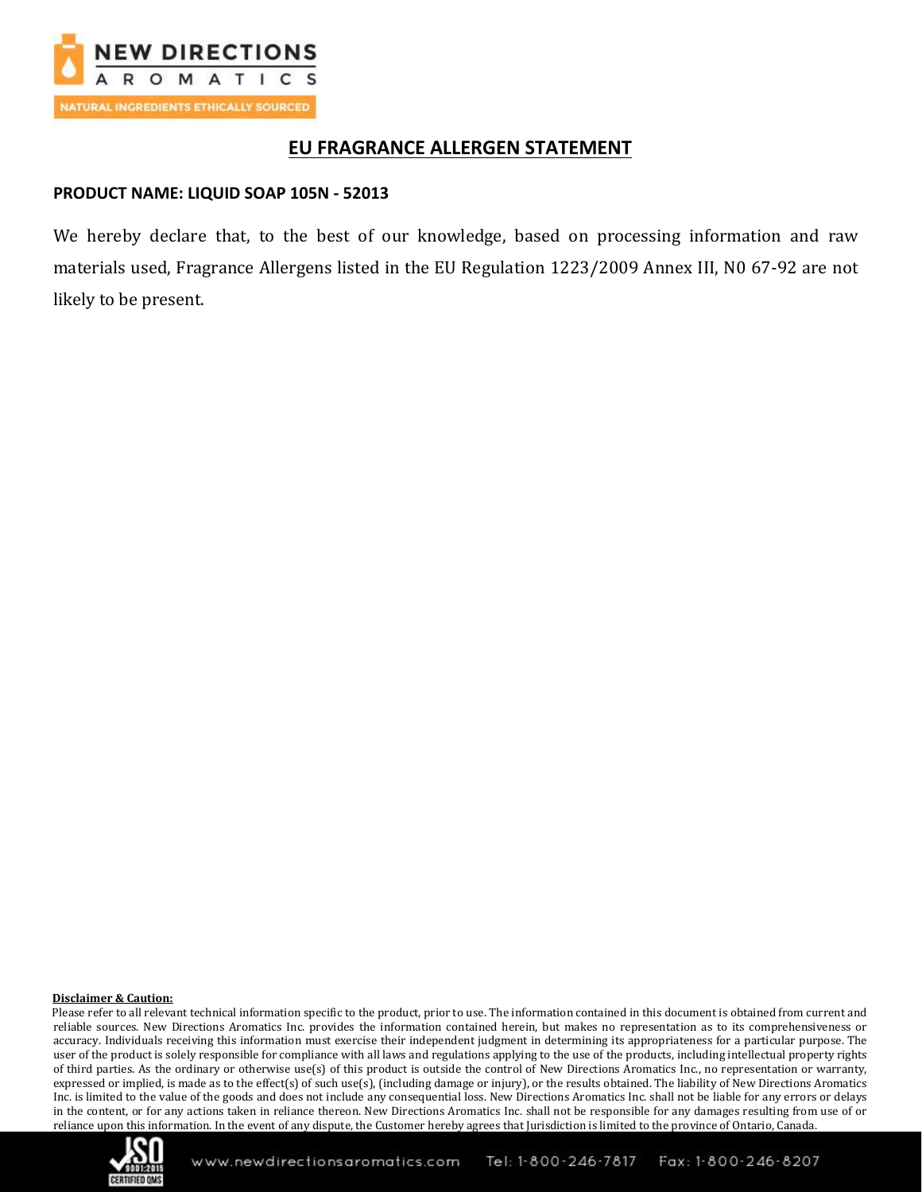# EU FRAGRANCE ALLERGEN STATEMENT

**PRODUCT NAME: LIQUID SOAP 105N - 52013**

We hereby declare that, to the best of our knowledge, based on processing information and raw materials used, Fragrance Allergens listed in the EU Regulation 1223/2009 Annex III, N0 67-92 are not likely to be present.

**Disclaimer & Caution:**

Please refer to all relevant technical information specific to the product, prior to use. The information contained in this document is obtained from current and reliable sources. New Directions Aromatics Inc. provides the information contained herein, but makes no representation as to its comprehensiveness or accuracy. Individuals receiving this information must exercise their independent judgment in determining its appropriateness for a particular purpose. The user of the product is solely responsible for compliance with all laws and regulations applying to the use of the products, including intellectual property rights of third parties. As the ordinary or otherwise use(s) of this product is outside the control of New Directions Aromatics Inc., no representation or warranty, expressed or implied, is made as to the effect(s) of such use(s), (including damage or injury), or the results obtained. The liability of New Directions Aromatics Inc. is limited to the value of the goods and does not include any consequential loss. New Directions Aromatics Inc. shall not be liable for any errors or delays in the content, or for any actions taken in reliance thereon. New Directions Aromatics Inc. shall not be responsible for any damages resulting from use of or reliance upon this information. In the event of any dispute, the Customer hereby agrees that Jurisdiction is limited to the province of Ontario, Canada.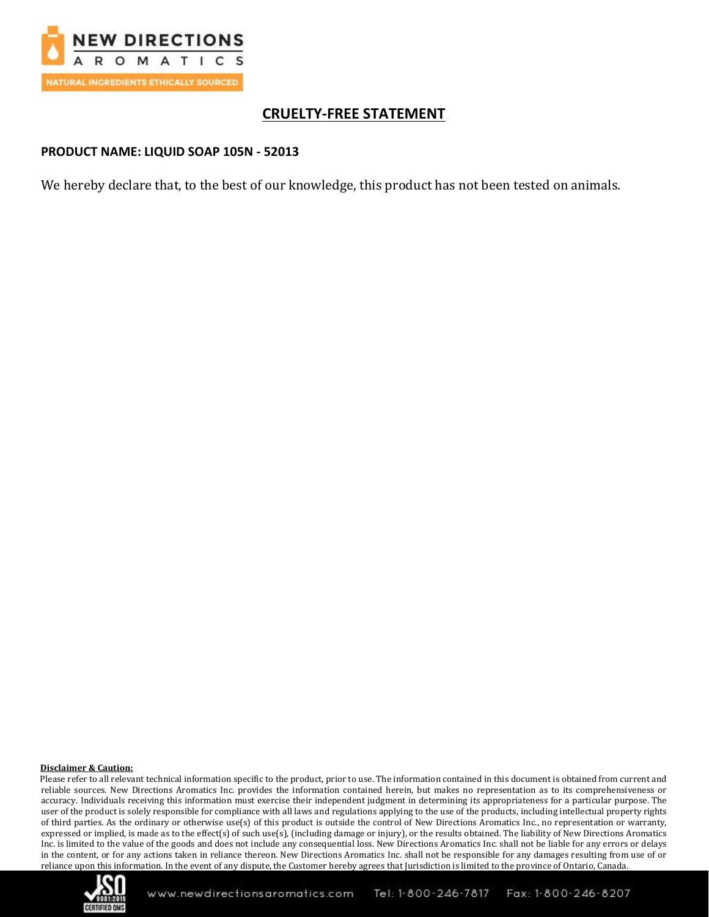# CRUELTY-FREE STATEMENT

**PRODUCT NAME: LIQUID SOAP 105N - 52013**

We hereby declare that, to the best of our knowledge, this product has not been tested on animals.

**Disclaimer & Caution:**

Please refer to all relevant technical information specific to the product, prior to use. The information contained in this document is obtained from current and reliable sources. New Directions Aromatics Inc. provides the information contained herein, but makes no representation as to its comprehensiveness or accuracy. Individuals receiving this information must exercise their independent judgment in determining its appropriateness for a particular purpose. The user of the product is solely responsible for compliance with all laws and regulations applying to the use of the products, including intellectual property rights of third parties. As the ordinary or otherwise use(s) of this product is outside the control of New Directions Aromatics Inc., no representation or warranty, expressed or implied, is made as to the effect(s) of such use(s), (including damage or injury), or the results obtained. The liability of New Directions Aromatics Inc. is limited to the value of the goods and does not include any consequential loss. New Directions Aromatics Inc. shall not be liable for any errors or delays in the content, or for any actions taken in reliance thereon. New Directions Aromatics Inc. shall not be responsible for any damages resulting from use of or reliance upon this information. In the event of any dispute, the Customer hereby agrees that Jurisdiction is limited to the province of Ontario, Canada.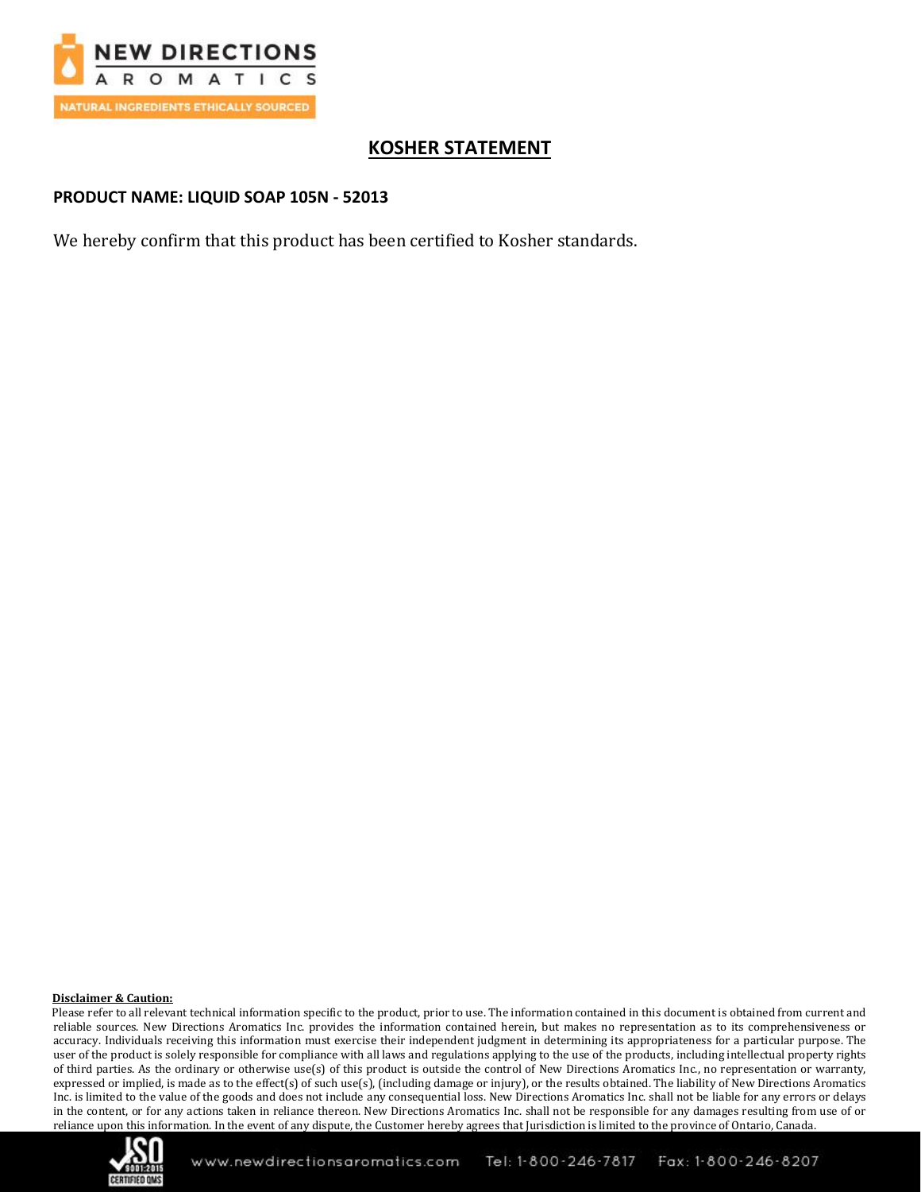## KOSHER STATEMENT

**PRODUCT NAME: LIQUID SOAP 105N - 52013**

We hereby confirm that this product has been certified to Kosher standards.

**Disclaimer & Caution:**

Please refer to all relevant technical information specific to the product, prior to use. The information contained in this document is obtained from current and reliable sources. New Directions Aromatics Inc. provides the information contained herein, but makes no representation as to its comprehensiveness or accuracy. Individuals receiving this information must exercise their independent judgment in determining its appropriateness for a particular purpose. The user of the product is solely responsible for compliance with all laws and regulations applying to the use of the products, including intellectual property rights of third parties. As the ordinary or otherwise use(s) of this product is outside the control of New Directions Aromatics Inc., no representation or warranty, expressed or implied, is made as to the effect(s) of such use(s), (including damage or injury), or the results obtained. The liability of New Directions Aromatics Inc. is limited to the value of the goods and does not include any consequential loss. New Directions Aromatics Inc. shall not be liable for any errors or delays in the content, or for any actions taken in reliance thereon. New Directions Aromatics Inc. shall not be responsible for any damages resulting from use of or reliance upon this information. In the event of any dispute, the Customer hereby agrees that Jurisdiction is limited to the province of Ontario, Canada.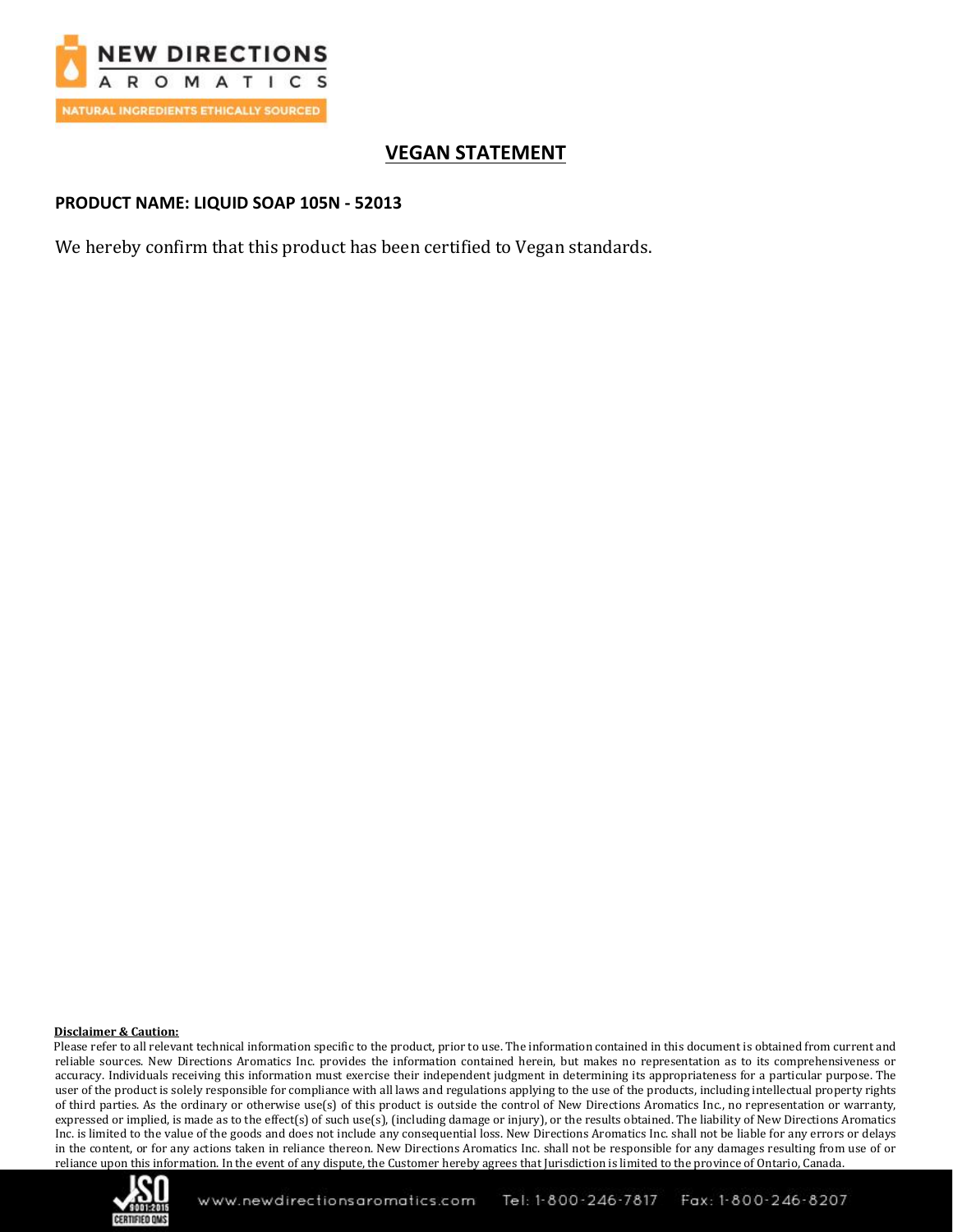# VEGAN STATEMENT

**PRODUCT NAME: LIQUID SOAP 105N - 52013**

We hereby confirm that this product has been certified to Vegan standards.

**Disclaimer & Caution:**

Please refer to all relevant technical information specific to the product, prior to use. The information contained in this document is obtained from current and reliable sources. New Directions Aromatics Inc. provides the information contained herein, but makes no representation as to its comprehensiveness or accuracy. Individuals receiving this information must exercise their independent judgment in determining its appropriateness for a particular purpose. The user of the product is solely responsible for compliance with all laws and regulations applying to the use of the products, including intellectual property rights of third parties. As the ordinary or otherwise use(s) of this product is outside the control of New Directions Aromatics Inc., no representation or warranty, expressed or implied, is made as to the effect(s) of such use(s), (including damage or injury), or the results obtained. The liability of New Directions Aromatics Inc. is limited to the value of the goods and does not include any consequential loss. New Directions Aromatics Inc. shall not be liable for any errors or delays in the content, or for any actions taken in reliance thereon. New Directions Aromatics Inc. shall not be responsible for any damages resulting from use of or reliance upon this information. In the event of any dispute, the Customer hereby agrees that Jurisdiction is limited to the province of Ontario, Canada.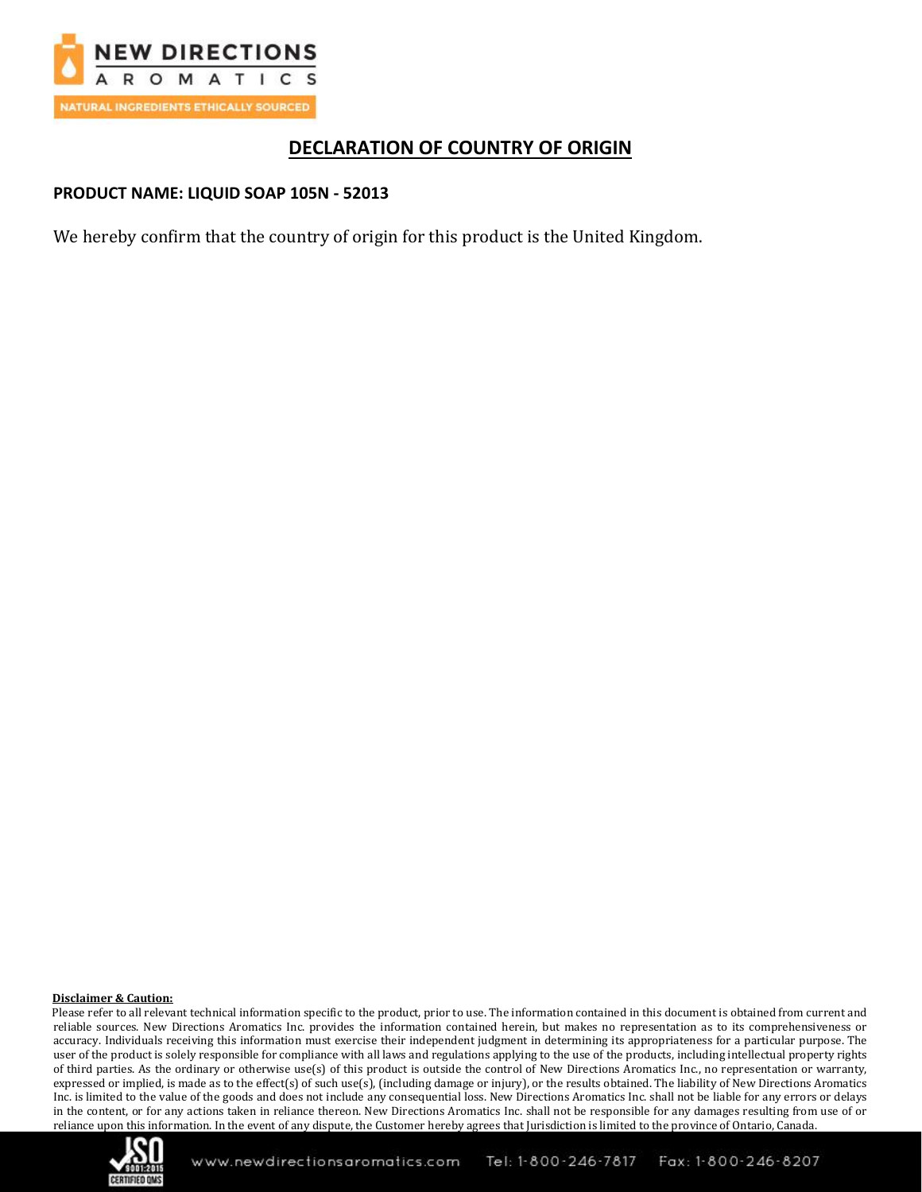NEW DIRECTIONS AROMATICS

NATURAL INGREDIENTS ETHICALLY SOURCED

## DECLARATION OF COUNTRY OF ORIGIN

**PRODUCT NAME: LIQUID SOAP 105N - 52013**

We hereby confirm that the country of origin for this product is the United Kingdom.

**Disclaimer & Caution:**

Please refer to all relevant technical information specific to the product, prior to use. The information contained in this document is obtained from current and reliable sources. New Directions Aromatics Inc. provides the information contained herein, but makes no representation as to its comprehensiveness or accuracy. Individuals receiving this information must exercise their independent judgment in determining its appropriateness for a particular purpose. The user of the product is solely responsible for compliance with all laws and regulations applying to the use of the products, including intellectual property rights of third parties. As the ordinary or otherwise use(s) of this product is outside the control of New Directions Aromatics Inc., no representation or warranty, expressed or implied, is made as to the effect(s) of such use(s), (including damage or injury), or the results obtained. The liability of New Directions Aromatics Inc. is limited to the value of the goods and does not include any consequential loss. New Directions Aromatics Inc. shall not be liable for any errors or delays in the content, or for any actions taken in reliance thereon. New Directions Aromatics Inc. shall not be responsible for any damages resulting from use of or reliance upon this information. In the event of any dispute, the Customer hereby agrees that Jurisdiction is limited to the province of Ontario, Canada.

www.newdirectionsaromatics.com Tel: 1-800-246-7817 Fax: 1-800-246-8207